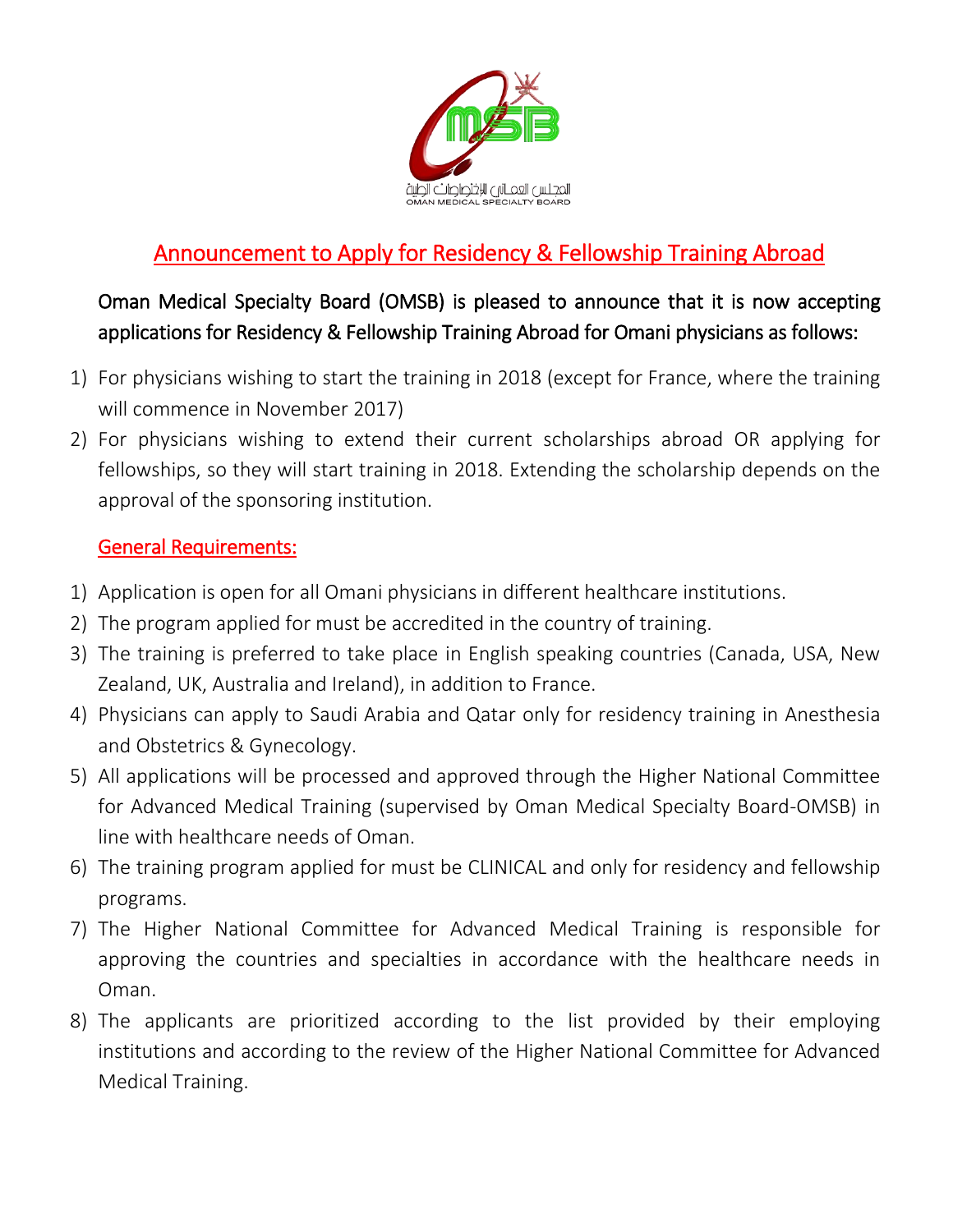# Announcement to Apply for Residency & Fellowship Training Abroad

Oman Medical Specialty Board (OMSB) is pleased to announce that it is now accepting applications for Residency & Fellowship Training Abroad for Omani physicians as follows:

1) For physicians wishing to start the training in 2018 (except for France, where the training will commence in November 2017)
2) For physicians wishing to extend their current scholarships abroad OR applying for fellowships, so they will start training in 2018. Extending the scholarship depends on the approval of the sponsoring institution.

## General Requirements:

1) Application is open for all Omani physicians in different healthcare institutions.
2) The program applied for must be accredited in the country of training.
3) The training is preferred to take place in English speaking countries (Canada, USA, New Zealand, UK, Australia and Ireland), in addition to France.
4) Physicians can apply to Saudi Arabia and Qatar only for residency training in Anesthesia and Obstetrics & Gynecology.
5) All applications will be processed and approved through the Higher National Committee for Advanced Medical Training (supervised by Oman Medical Specialty Board-OMSB) in line with healthcare needs of Oman.
6) The training program applied for must be CLINICAL and only for residency and fellowship programs.
7) The Higher National Committee for Advanced Medical Training is responsible for approving the countries and specialties in accordance with the healthcare needs in Oman.
8) The applicants are prioritized according to the list provided by their employing institutions and according to the review of the Higher National Committee for Advanced Medical Training.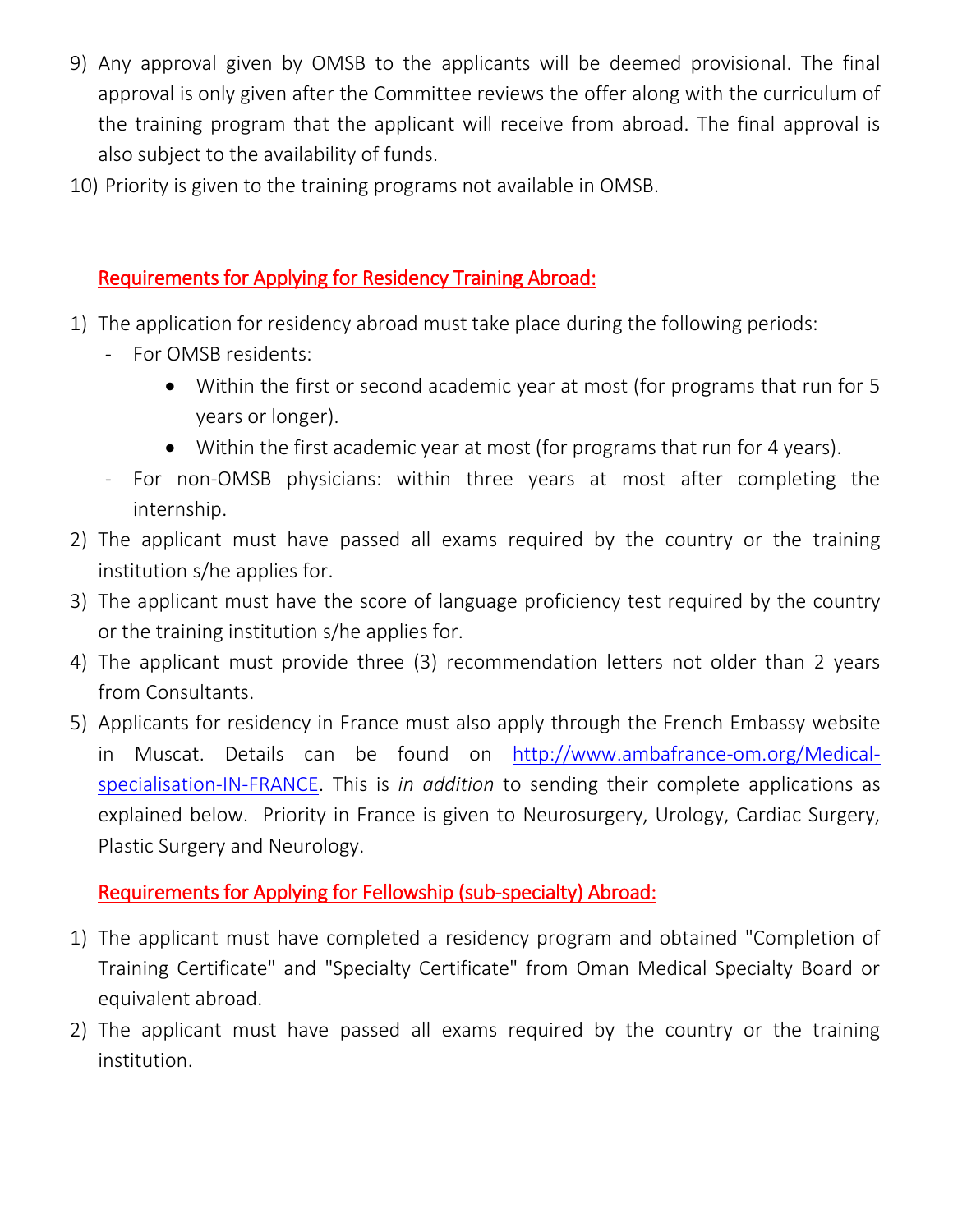9) Any approval given by OMSB to the applicants will be deemed provisional. The final approval is only given after the Committee reviews the offer along with the curriculum of the training program that the applicant will receive from abroad. The final approval is also subject to the availability of funds.
10) Priority is given to the training programs not available in OMSB.

## Requirements for Applying for Residency Training Abroad:

1) The application for residency abroad must take place during the following periods:
   - For OMSB residents:
     - Within the first or second academic year at most (for programs that run for 5 years or longer).
     - Within the first academic year at most (for programs that run for 4 years).
   - For non-OMSB physicians: within three years at most after completing the internship.
2) The applicant must have passed all exams required by the country or the training institution s/he applies for.
3) The applicant must have the score of language proficiency test required by the country or the training institution s/he applies for.
4) The applicant must provide three (3) recommendation letters not older than 2 years from Consultants.
5) Applicants for residency in France must also apply through the French Embassy website in Muscat. Details can be found on http://www.ambafrance-om.org/Medical-specialisation-IN-FRANCE. This is *in addition* to sending their complete applications as explained below. Priority in France is given to Neurosurgery, Urology, Cardiac Surgery, Plastic Surgery and Neurology.

## Requirements for Applying for Fellowship (sub-specialty) Abroad:

1) The applicant must have completed a residency program and obtained "Completion of Training Certificate" and "Specialty Certificate" from Oman Medical Specialty Board or equivalent abroad.
2) The applicant must have passed all exams required by the country or the training institution.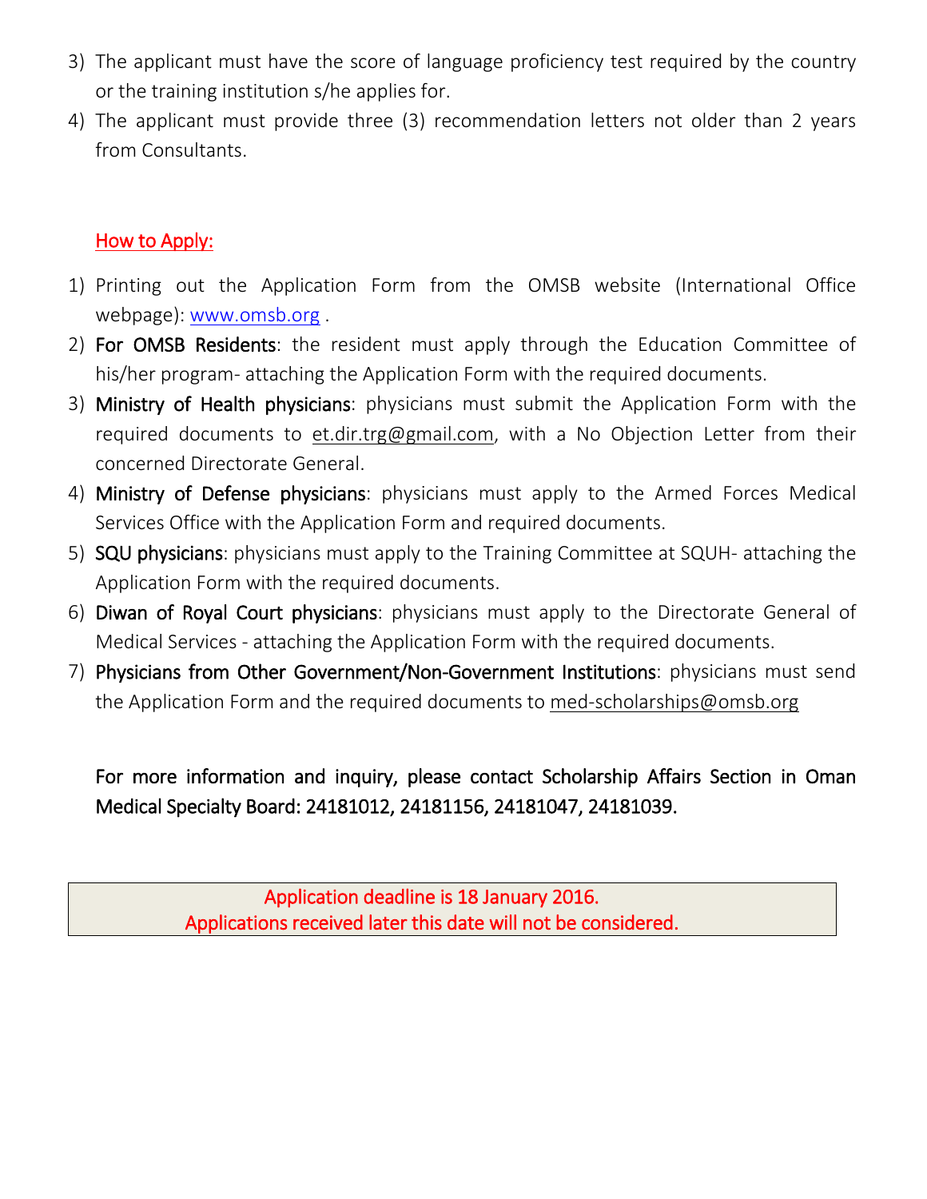3) The applicant must have the score of language proficiency test required by the country or the training institution s/he applies for.
4) The applicant must provide three (3) recommendation letters not older than 2 years from Consultants.

## How to Apply:

1) Printing out the Application Form from the OMSB website (International Office webpage): www.omsb.org .
2) **For OMSB Residents**: the resident must apply through the Education Committee of his/her program- attaching the Application Form with the required documents.
3) **Ministry of Health physicians**: physicians must submit the Application Form with the required documents to et.dir.trg@gmail.com, with a No Objection Letter from their concerned Directorate General.
4) **Ministry of Defense physicians**: physicians must apply to the Armed Forces Medical Services Office with the Application Form and required documents.
5) **SQU physicians**: physicians must apply to the Training Committee at SQUH- attaching the Application Form with the required documents.
6) **Diwan of Royal Court physicians**: physicians must apply to the Directorate General of Medical Services - attaching the Application Form with the required documents.
7) **Physicians from Other Government/Non-Government Institutions**: physicians must send the Application Form and the required documents to med-scholarships@omsb.org

For more information and inquiry, please contact Scholarship Affairs Section in Oman Medical Specialty Board: 24181012, 24181156, 24181047, 24181039.

Application deadline is 18 January 2016.
Applications received later this date will not be considered.